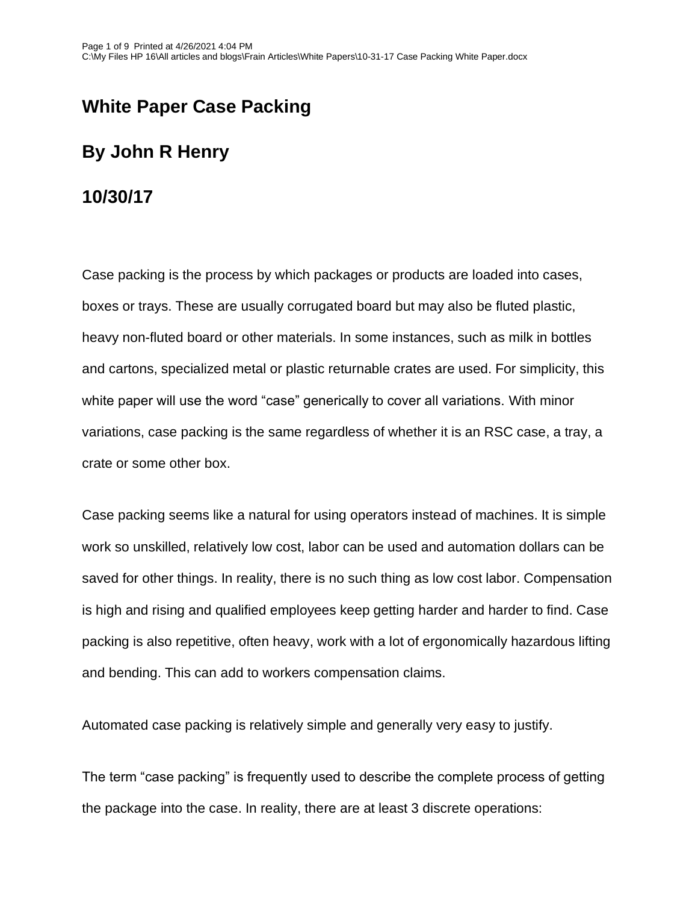# White Paper Case Packing

## By John R Henry

## 10/30/17

Case packing is the process by which packages or products are loaded into cases, boxes or trays. These are usually corrugated board but may also be fluted plastic, heavy non-fluted board or other materials. In some instances, such as milk in bottles and cartons, specialized metal or plastic returnable crates are used. For simplicity, this white paper will use the word "case" generically to cover all variations. With minor variations, case packing is the same regardless of whether it is an RSC case, a tray, a crate or some other box.

Case packing seems like a natural for using operators instead of machines. It is simple work so unskilled, relatively low cost, labor can be used and automation dollars can be saved for other things. In reality, there is no such thing as low cost labor. Compensation is high and rising and qualified employees keep getting harder and harder to find. Case packing is also repetitive, often heavy, work with a lot of ergonomically hazardous lifting and bending. This can add to workers compensation claims.

Automated case packing is relatively simple and generally very easy to justify.

The term "case packing" is frequently used to describe the complete process of getting the package into the case. In reality, there are at least 3 discrete operations: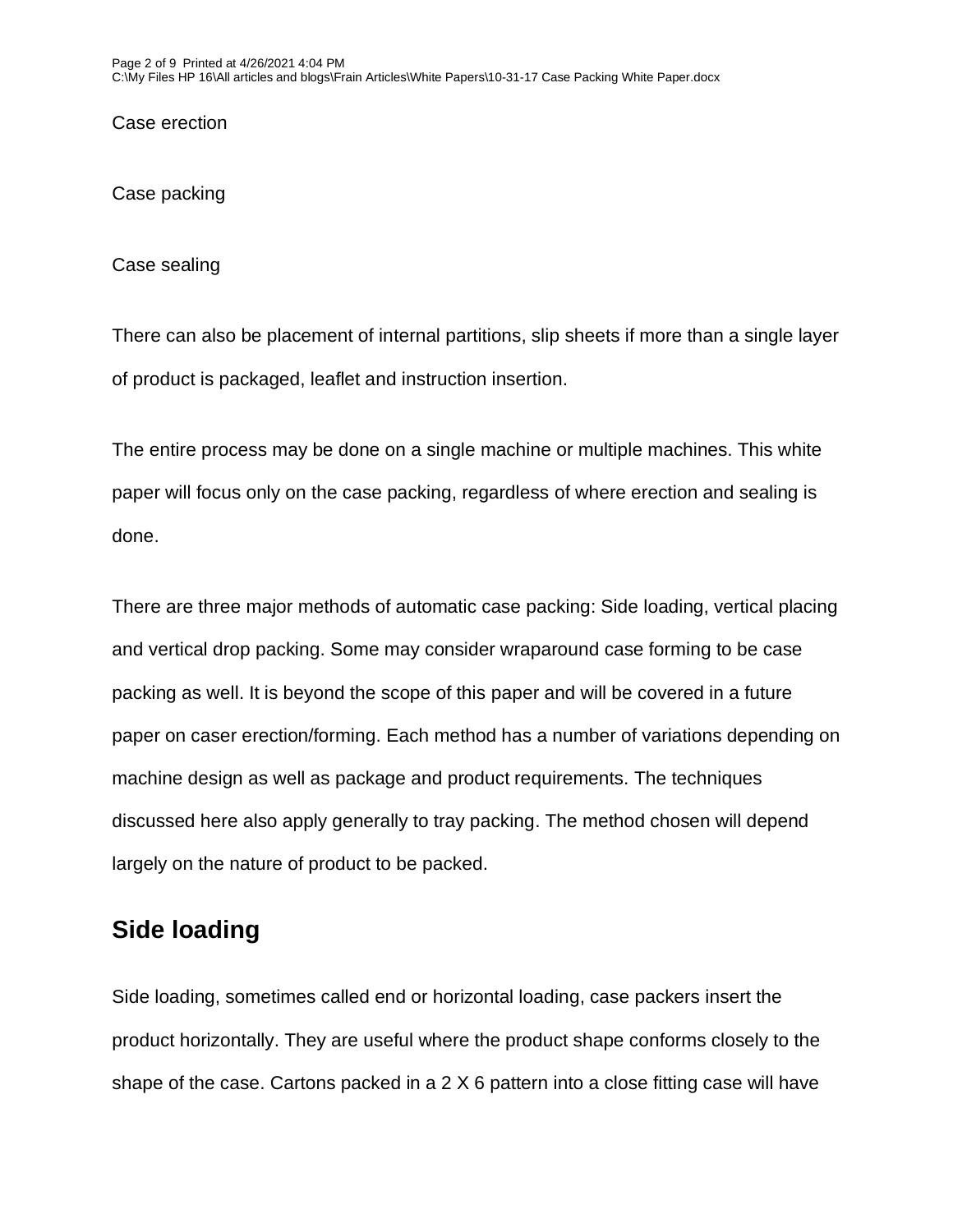Case erection

Case packing

Case sealing

There can also be placement of internal partitions, slip sheets if more than a single layer of product is packaged, leaflet and instruction insertion.

The entire process may be done on a single machine or multiple machines. This white paper will focus only on the case packing, regardless of where erection and sealing is done.

There are three major methods of automatic case packing: Side loading, vertical placing and vertical drop packing. Some may consider wraparound case forming to be case packing as well. It is beyond the scope of this paper and will be covered in a future paper on caser erection/forming. Each method has a number of variations depending on machine design as well as package and product requirements. The techniques discussed here also apply generally to tray packing. The method chosen will depend largely on the nature of product to be packed.

## Side loading

Side loading, sometimes called end or horizontal loading, case packers insert the product horizontally. They are useful where the product shape conforms closely to the shape of the case. Cartons packed in a 2 X 6 pattern into a close fitting case will have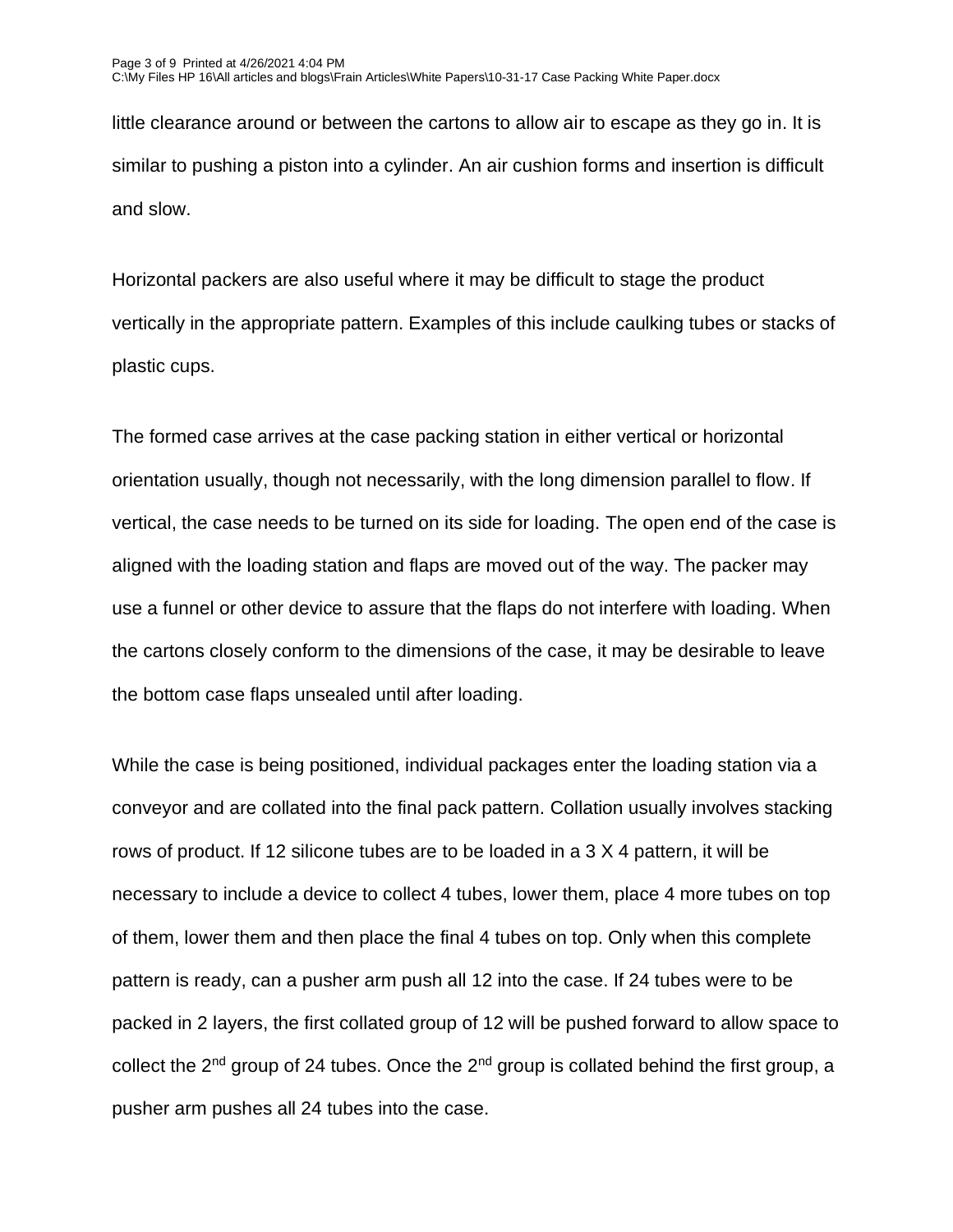little clearance around or between the cartons to allow air to escape as they go in. It is similar to pushing a piston into a cylinder. An air cushion forms and insertion is difficult and slow.

Horizontal packers are also useful where it may be difficult to stage the product vertically in the appropriate pattern. Examples of this include caulking tubes or stacks of plastic cups.

The formed case arrives at the case packing station in either vertical or horizontal orientation usually, though not necessarily, with the long dimension parallel to flow. If vertical, the case needs to be turned on its side for loading. The open end of the case is aligned with the loading station and flaps are moved out of the way. The packer may use a funnel or other device to assure that the flaps do not interfere with loading. When the cartons closely conform to the dimensions of the case, it may be desirable to leave the bottom case flaps unsealed until after loading.

While the case is being positioned, individual packages enter the loading station via a conveyor and are collated into the final pack pattern. Collation usually involves stacking rows of product. If 12 silicone tubes are to be loaded in a 3 X 4 pattern, it will be necessary to include a device to collect 4 tubes, lower them, place 4 more tubes on top of them, lower them and then place the final 4 tubes on top. Only when this complete pattern is ready, can a pusher arm push all 12 into the case. If 24 tubes were to be packed in 2 layers, the first collated group of 12 will be pushed forward to allow space to collect the 2nd group of 24 tubes. Once the 2nd group is collated behind the first group, a pusher arm pushes all 24 tubes into the case.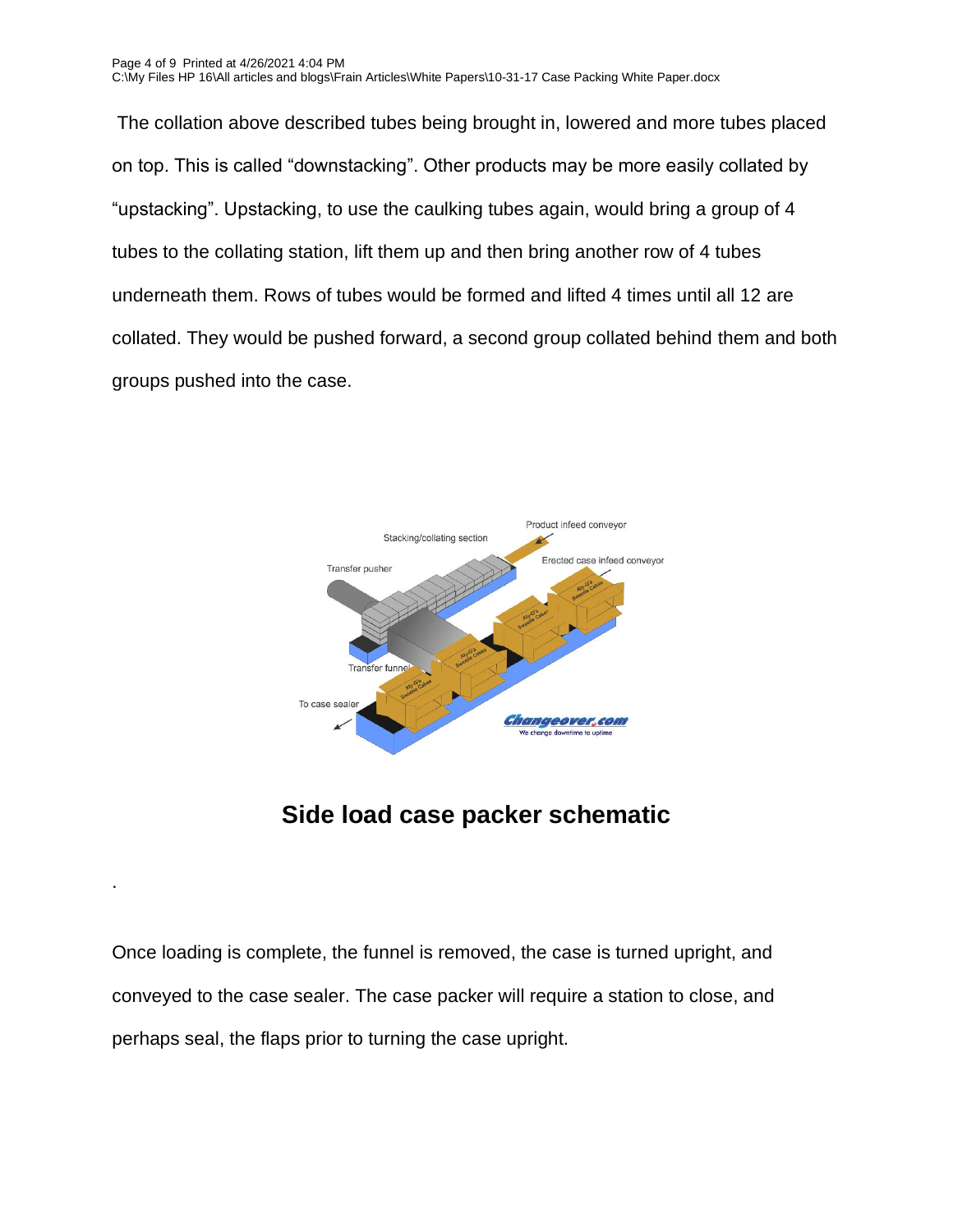The collation above described tubes being brought in, lowered and more tubes placed on top. This is called “downstacking”. Other products may be more easily collated by “upstacking”. Upstacking, to use the caulking tubes again, would bring a group of 4 tubes to the collating station, lift them up and then bring another row of 4 tubes underneath them. Rows of tubes would be formed and lifted 4 times until all 12 are collated. They would be pushed forward, a second group collated behind them and both groups pushed into the case.

## Side load case packer schematic

.

Once loading is complete, the funnel is removed, the case is turned upright, and conveyed to the case sealer. The case packer will require a station to close, and perhaps seal, the flaps prior to turning the case upright.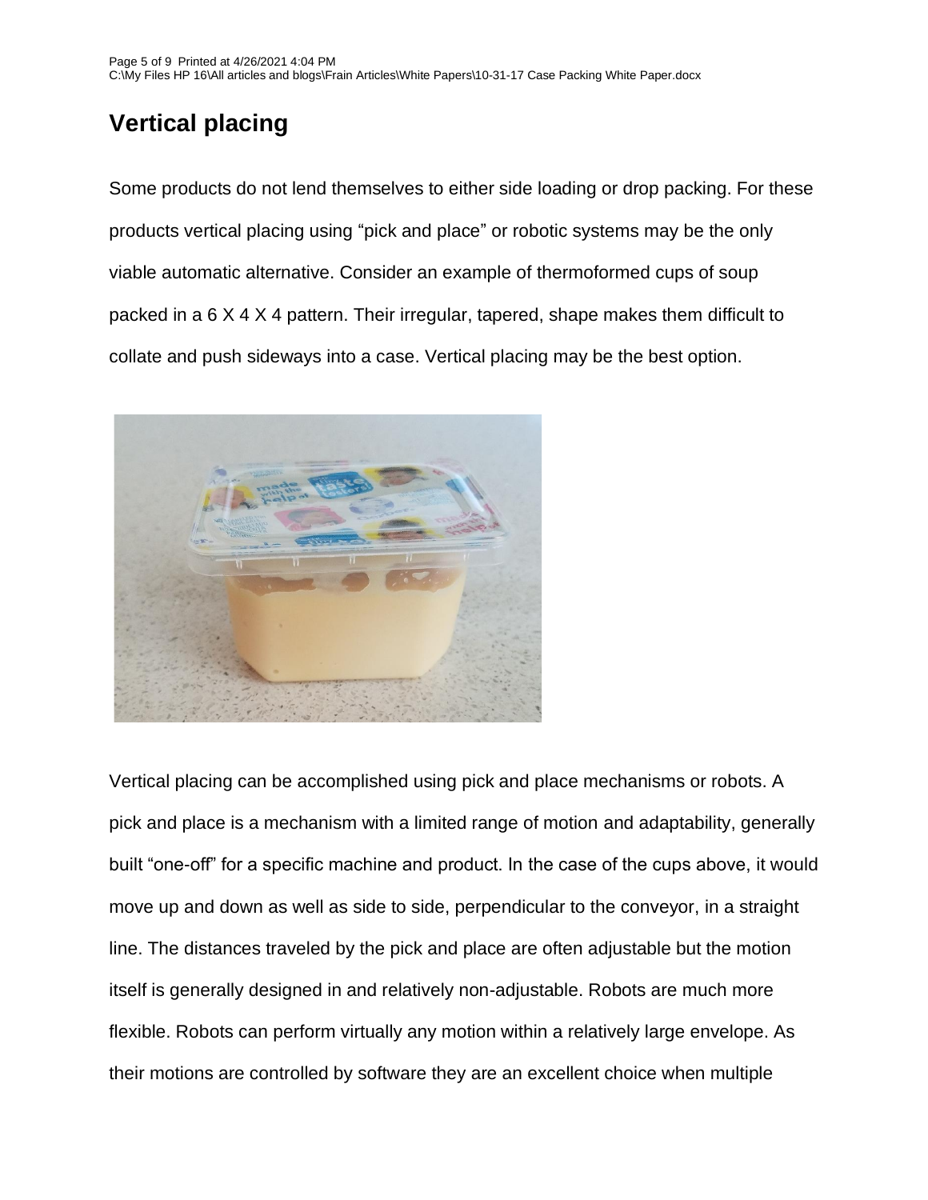## Vertical placing

Some products do not lend themselves to either side loading or drop packing. For these products vertical placing using "pick and place" or robotic systems may be the only viable automatic alternative. Consider an example of thermoformed cups of soup packed in a 6 X 4 X 4 pattern. Their irregular, tapered, shape makes them difficult to collate and push sideways into a case. Vertical placing may be the best option.

Vertical placing can be accomplished using pick and place mechanisms or robots. A pick and place is a mechanism with a limited range of motion and adaptability, generally built "one-off" for a specific machine and product. In the case of the cups above, it would move up and down as well as side to side, perpendicular to the conveyor, in a straight line. The distances traveled by the pick and place are often adjustable but the motion itself is generally designed in and relatively non-adjustable. Robots are much more flexible. Robots can perform virtually any motion within a relatively large envelope. As their motions are controlled by software they are an excellent choice when multiple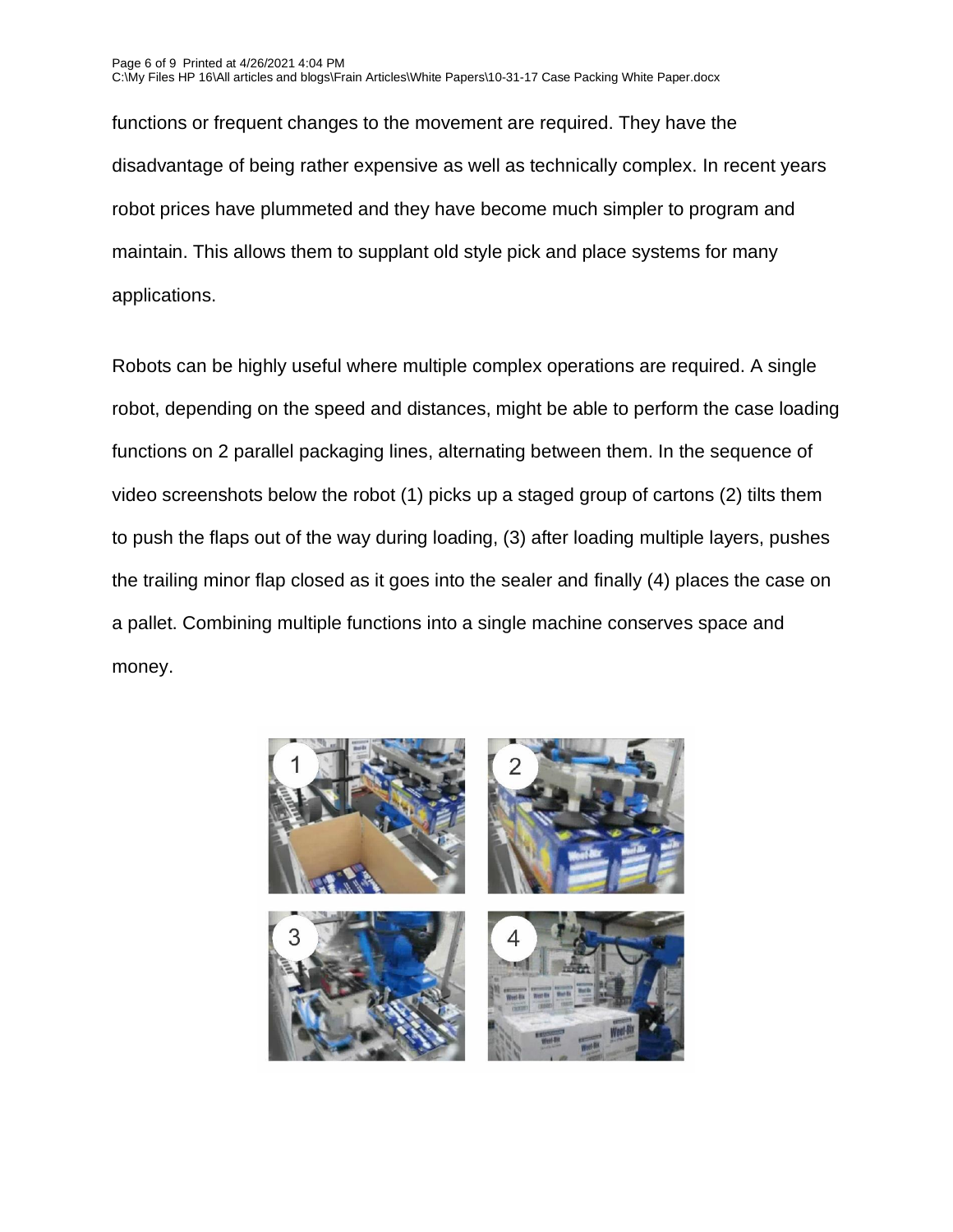functions or frequent changes to the movement are required. They have the disadvantage of being rather expensive as well as technically complex. In recent years robot prices have plummeted and they have become much simpler to program and maintain. This allows them to supplant old style pick and place systems for many applications.

Robots can be highly useful where multiple complex operations are required. A single robot, depending on the speed and distances, might be able to perform the case loading functions on 2 parallel packaging lines, alternating between them. In the sequence of video screenshots below the robot (1) picks up a staged group of cartons (2) tilts them to push the flaps out of the way during loading, (3) after loading multiple layers, pushes the trailing minor flap closed as it goes into the sealer and finally (4) places the case on a pallet. Combining multiple functions into a single machine conserves space and money.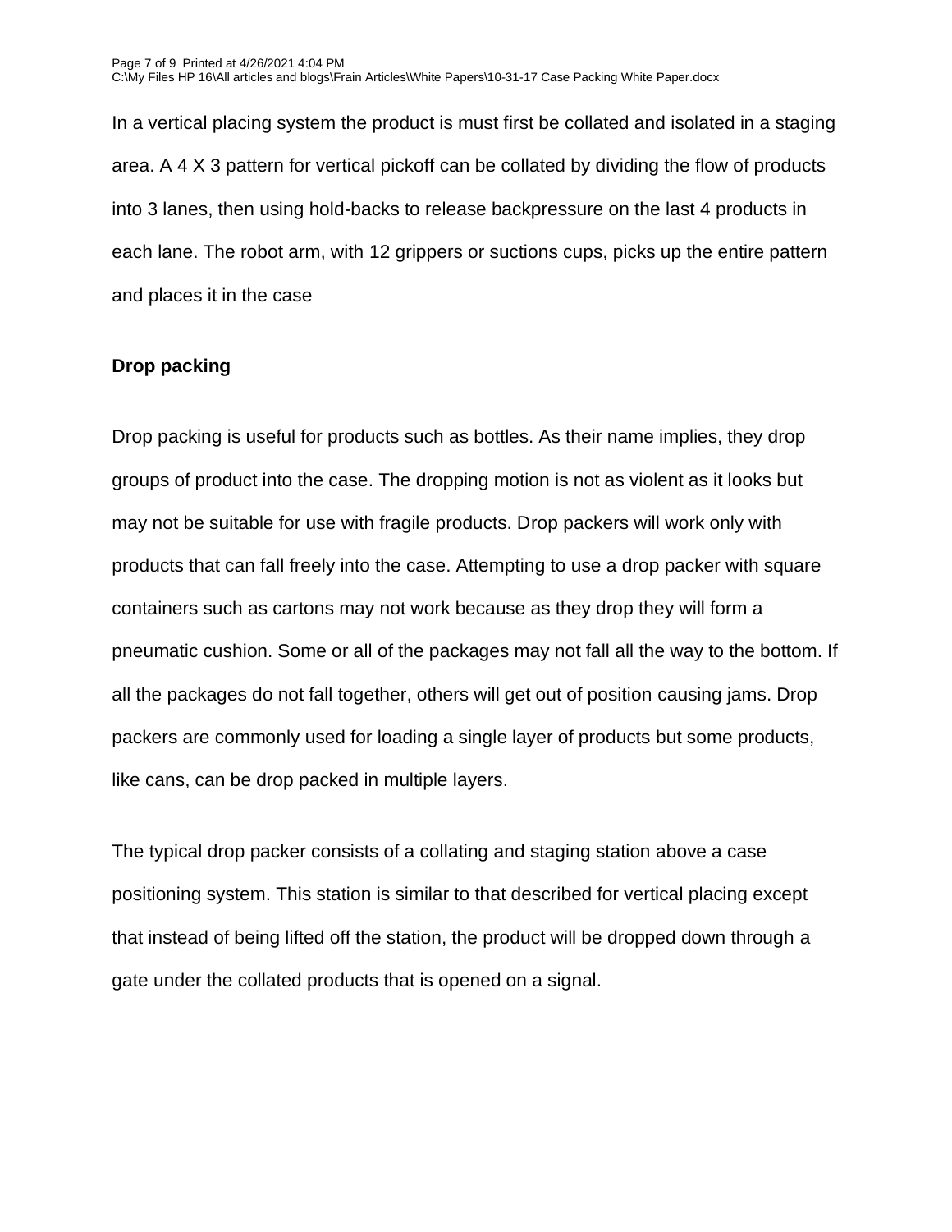In a vertical placing system the product is must first be collated and isolated in a staging area. A 4 X 3 pattern for vertical pickoff can be collated by dividing the flow of products into 3 lanes, then using hold-backs to release backpressure on the last 4 products in each lane. The robot arm, with 12 grippers or suctions cups, picks up the entire pattern and places it in the case

**Drop packing**

Drop packing is useful for products such as bottles. As their name implies, they drop groups of product into the case. The dropping motion is not as violent as it looks but may not be suitable for use with fragile products. Drop packers will work only with products that can fall freely into the case. Attempting to use a drop packer with square containers such as cartons may not work because as they drop they will form a pneumatic cushion. Some or all of the packages may not fall all the way to the bottom. If all the packages do not fall together, others will get out of position causing jams. Drop packers are commonly used for loading a single layer of products but some products, like cans, can be drop packed in multiple layers.

The typical drop packer consists of a collating and staging station above a case positioning system. This station is similar to that described for vertical placing except that instead of being lifted off the station, the product will be dropped down through a gate under the collated products that is opened on a signal.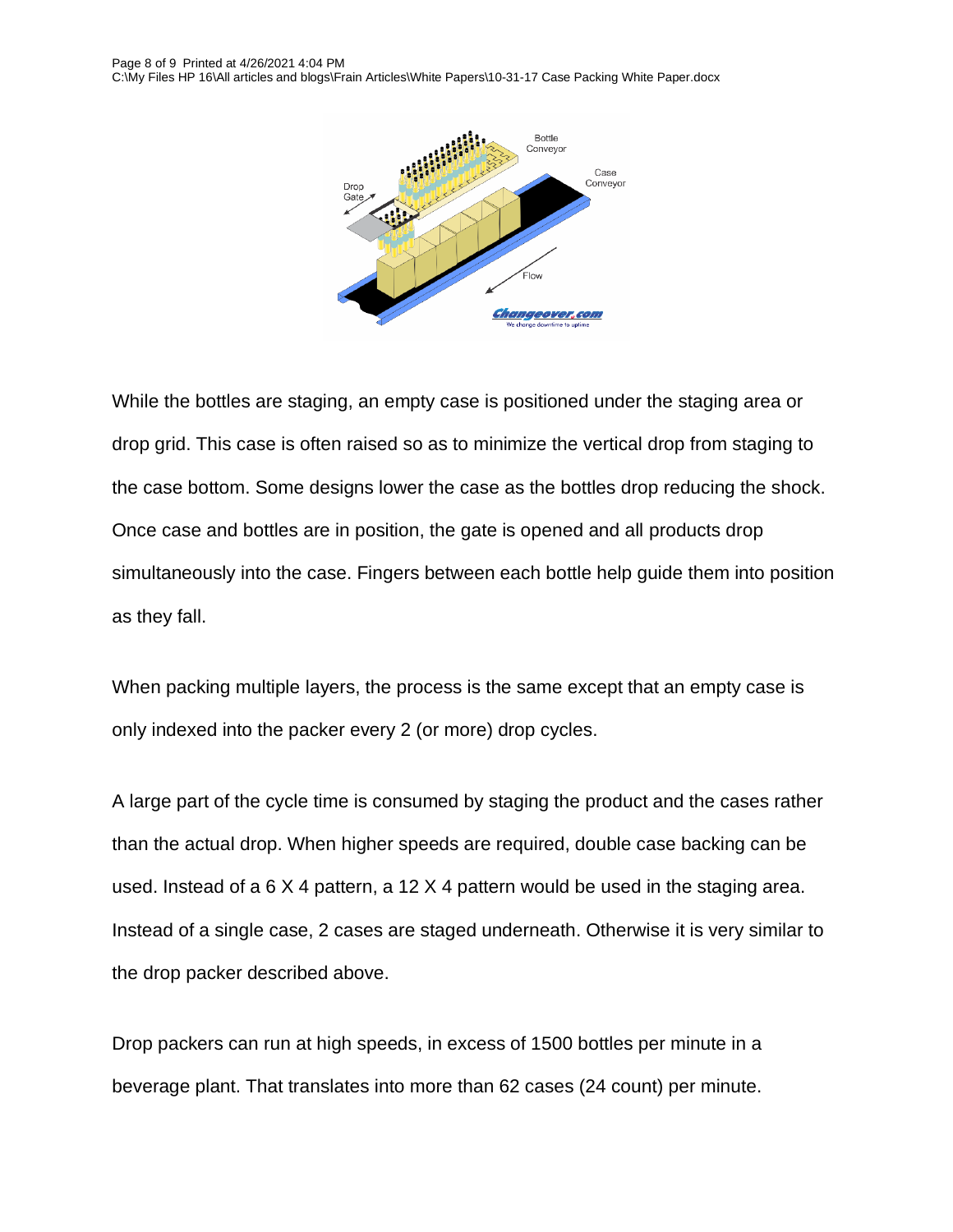While the bottles are staging, an empty case is positioned under the staging area or drop grid. This case is often raised so as to minimize the vertical drop from staging to the case bottom. Some designs lower the case as the bottles drop reducing the shock. Once case and bottles are in position, the gate is opened and all products drop simultaneously into the case. Fingers between each bottle help guide them into position as they fall.

When packing multiple layers, the process is the same except that an empty case is only indexed into the packer every 2 (or more) drop cycles.

A large part of the cycle time is consumed by staging the product and the cases rather than the actual drop. When higher speeds are required, double case backing can be used. Instead of a 6 X 4 pattern, a 12 X 4 pattern would be used in the staging area. Instead of a single case, 2 cases are staged underneath. Otherwise it is very similar to the drop packer described above.

Drop packers can run at high speeds, in excess of 1500 bottles per minute in a beverage plant. That translates into more than 62 cases (24 count) per minute.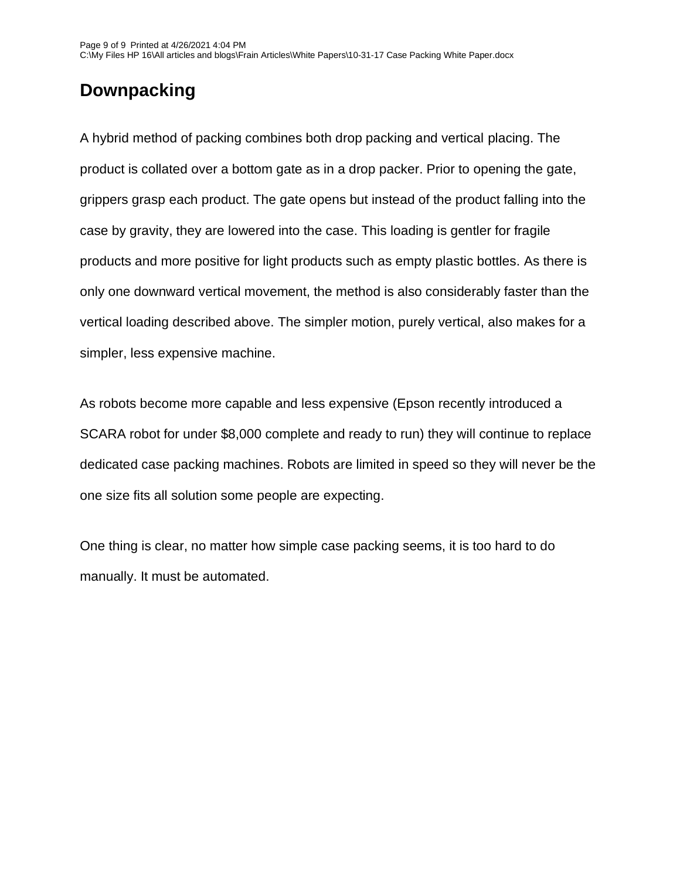## Downpacking

A hybrid method of packing combines both drop packing and vertical placing. The product is collated over a bottom gate as in a drop packer. Prior to opening the gate, grippers grasp each product. The gate opens but instead of the product falling into the case by gravity, they are lowered into the case. This loading is gentler for fragile products and more positive for light products such as empty plastic bottles. As there is only one downward vertical movement, the method is also considerably faster than the vertical loading described above. The simpler motion, purely vertical, also makes for a simpler, less expensive machine.

As robots become more capable and less expensive (Epson recently introduced a SCARA robot for under $8,000 complete and ready to run) they will continue to replace dedicated case packing machines. Robots are limited in speed so they will never be the one size fits all solution some people are expecting.

One thing is clear, no matter how simple case packing seems, it is too hard to do manually. It must be automated.